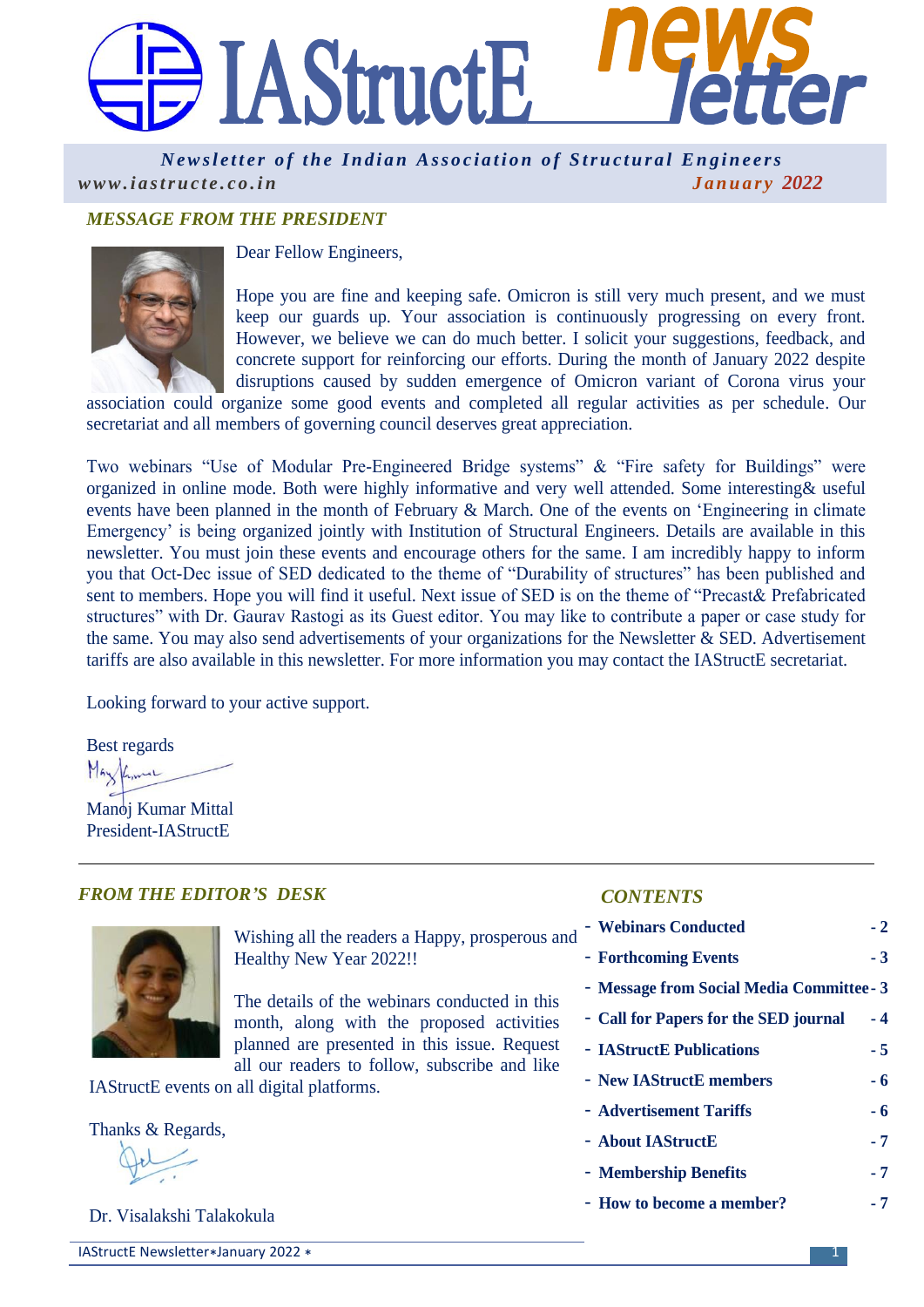# IAStructE newsletter

*Newsletter of the Indian Association of Structural Engineers*

*www.iastructe.co.in* *January 2022*

## *MESSAGE FROM THE PRESIDENT*

Dear Fellow Engineers,

Hope you are fine and keeping safe. Omicron is still very much present, and we must keep our guards up. Your association is continuously progressing on every front. However, we believe we can do much better. I solicit your suggestions, feedback, and concrete support for reinforcing our efforts. During the month of January 2022 despite disruptions caused by sudden emergence of Omicron variant of Corona virus your association could organize some good events and completed all regular activities as per schedule. Our secretariat and all members of governing council deserves great appreciation.

Two webinars "Use of Modular Pre-Engineered Bridge systems" & "Fire safety for Buildings" were organized in online mode. Both were highly informative and very well attended. Some interesting& useful events have been planned in the month of February & March. One of the events on 'Engineering in climate Emergency' is being organized jointly with Institution of Structural Engineers. Details are available in this newsletter. You must join these events and encourage others for the same. I am incredibly happy to inform you that Oct-Dec issue of SED dedicated to the theme of "Durability of structures" has been published and sent to members. Hope you will find it useful. Next issue of SED is on the theme of "Precast& Prefabricated structures" with Dr. Gaurav Rastogi as its Guest editor. You may like to contribute a paper or case study for the same. You may also send advertisements of your organizations for the Newsletter & SED. Advertisement tariffs are also available in this newsletter. For more information you may contact the IAStructE secretariat.

Looking forward to your active support.

Best regards

Manoj Kumar Mittal
President-IAStructE

## *FROM THE EDITOR'S DESK*

Wishing all the readers a Happy, prosperous and Healthy New Year 2022!!

The details of the webinars conducted in this month, along with the proposed activities planned are presented in this issue. Request all our readers to follow, subscribe and like IAStructE events on all digital platforms.

Thanks & Regards,

Dr. Visalakshi Talakokula

## *CONTENTS*

| | |
|---|---|
| - **Webinars Conducted** | **- 2** |
| - **Forthcoming Events** | **- 3** |
| - **Message from Social Media Committee** | **- 3** |
| - **Call for Papers for the SED journal** | **- 4** |
| - **IAStructE Publications** | **- 5** |
| - **New IAStructE members** | **- 6** |
| - **Advertisement Tariffs** | **- 6** |
| - **About IAStructE** | **- 7** |
| - **Membership Benefits** | **- 7** |
| - **How to become a member?** | **- 7** |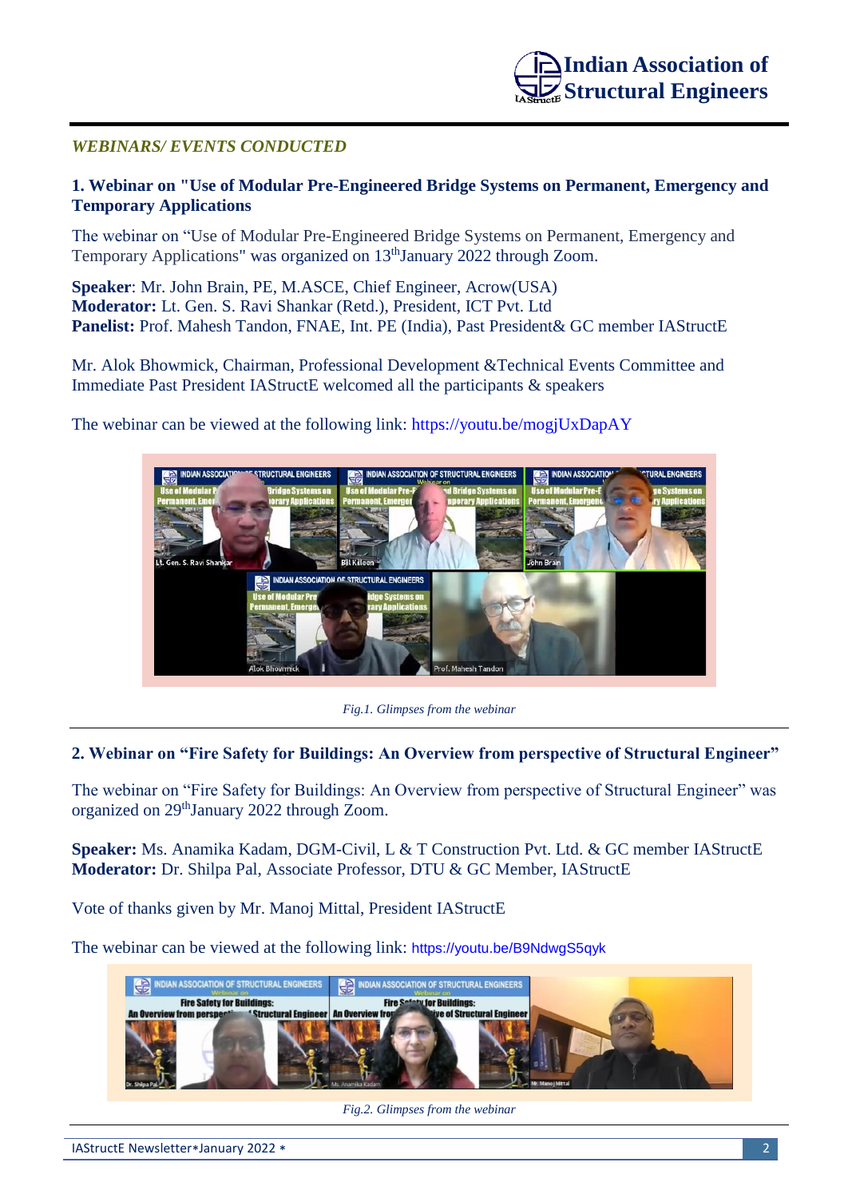*WEBINARS/ EVENTS CONDUCTED*

### 1. Webinar on "Use of Modular Pre-Engineered Bridge Systems on Permanent, Emergency and Temporary Applications

The webinar on "Use of Modular Pre-Engineered Bridge Systems on Permanent, Emergency and Temporary Applications" was organized on 13th January 2022 through Zoom.

**Speaker**: Mr. John Brain, PE, M.ASCE, Chief Engineer, Acrow(USA)
**Moderator:** Lt. Gen. S. Ravi Shankar (Retd.), President, ICT Pvt. Ltd
**Panelist:** Prof. Mahesh Tandon, FNAE, Int. PE (India), Past President& GC member IAStructE

Mr. Alok Bhowmick, Chairman, Professional Development &Technical Events Committee and Immediate Past President IAStructE welcomed all the participants & speakers

The webinar can be viewed at the following link: https://youtu.be/mogjUxDapAY

*Fig.1. Glimpses from the webinar*

### 2. Webinar on "Fire Safety for Buildings: An Overview from perspective of Structural Engineer"

The webinar on "Fire Safety for Buildings: An Overview from perspective of Structural Engineer" was organized on 29th January 2022 through Zoom.

**Speaker:** Ms. Anamika Kadam, DGM-Civil, L & T Construction Pvt. Ltd. & GC member IAStructE
**Moderator:** Dr. Shilpa Pal, Associate Professor, DTU & GC Member, IAStructE

Vote of thanks given by Mr. Manoj Mittal, President IAStructE

The webinar can be viewed at the following link: https://youtu.be/B9NdwgS5qyk

*Fig.2. Glimpses from the webinar*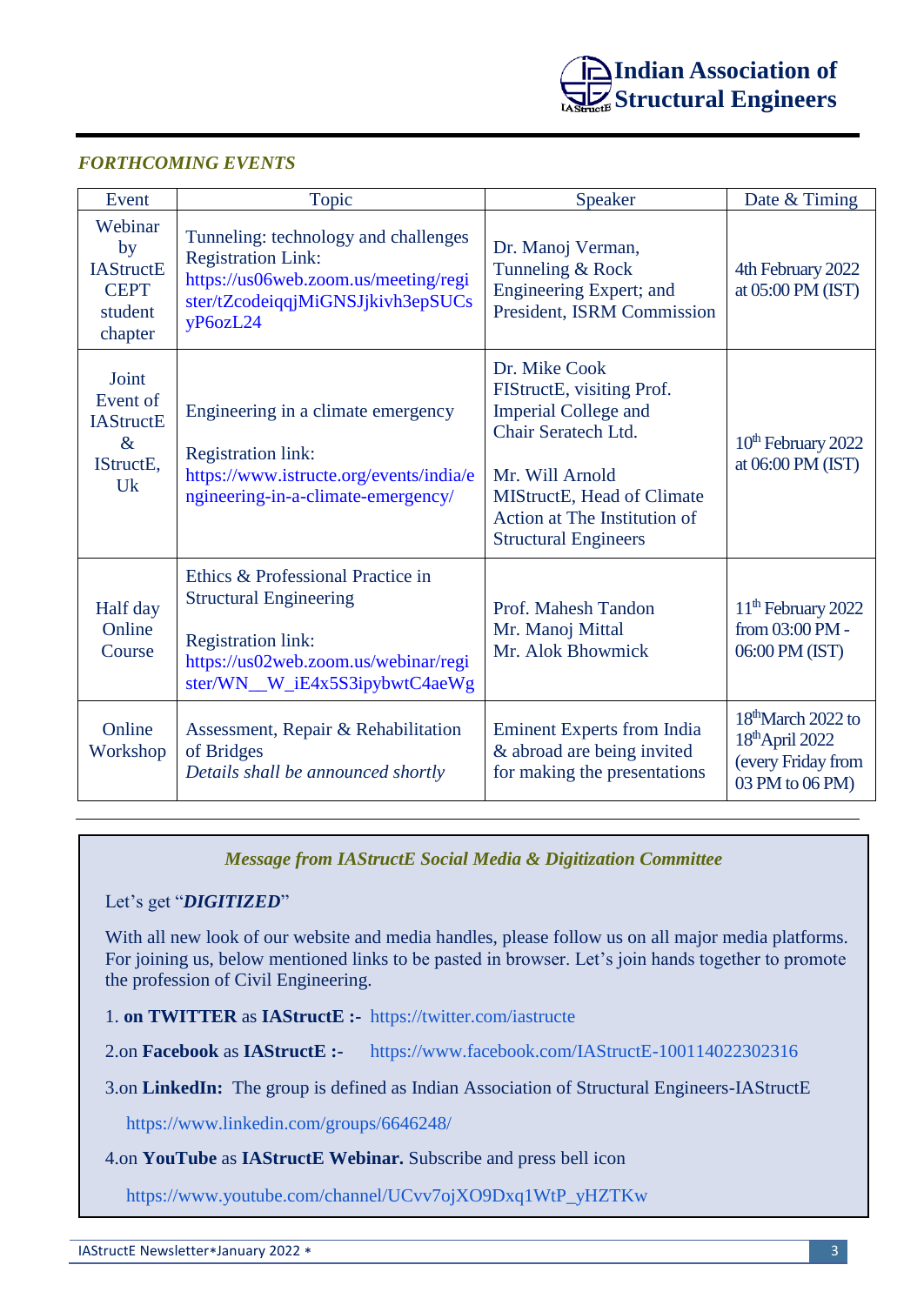*FORTHCOMING EVENTS*

| Event | Topic | Speaker | Date & Timing |
|---|---|---|---|
| Webinar by IAStructE CEPT student chapter | Tunneling: technology and challenges<br>Registration Link:<br>https://us06web.zoom.us/meeting/register/tZcodeiqqjMiGNSJjkivh3epSUCsyP6ozL24 | Dr. Manoj Verman, Tunneling & Rock Engineering Expert; and President, ISRM Commission | 4th February 2022 at 05:00 PM (IST) |
| Joint Event of IAStructE & IStructE, Uk | Engineering in a climate emergency<br><br>Registration link:<br>https://www.istructe.org/events/india/engineering-in-a-climate-emergency/ | Dr. Mike Cook FIStructE, visiting Prof. Imperial College and Chair Seratech Ltd.<br><br>Mr. Will Arnold MIStructE, Head of Climate Action at The Institution of Structural Engineers | 10th February 2022 at 06:00 PM (IST) |
| Half day Online Course | Ethics & Professional Practice in Structural Engineering<br><br>Registration link:<br>https://us02web.zoom.us/webinar/register/WN__W_iE4x5S3ipybwtC4aeWg | Prof. Mahesh Tandon<br>Mr. Manoj Mittal<br>Mr. Alok Bhowmick | 11th February 2022 from 03:00 PM - 06:00 PM (IST) |
| Online Workshop | Assessment, Repair & Rehabilitation of Bridges<br>*Details shall be announced shortly* | Eminent Experts from India & abroad are being invited for making the presentations | 18th March 2022 to 18th April 2022 (every Friday from 03 PM to 06 PM) |

***Message from IAStructE Social Media & Digitization Committee***

Let's get "***DIGITIZED***"

With all new look of our website and media handles, please follow us on all major media platforms. For joining us, below mentioned links to be pasted in browser. Let's join hands together to promote the profession of Civil Engineering.

1. **on TWITTER** as **IAStructE :-** https://twitter.com/iastructe

2. on **Facebook** as **IAStructE :-** https://www.facebook.com/IAStructE-100114022302316

3. on **LinkedIn:** The group is defined as Indian Association of Structural Engineers-IAStructE

   https://www.linkedin.com/groups/6646248/

4. on **YouTube** as **IAStructE Webinar.** Subscribe and press bell icon

   https://www.youtube.com/channel/UCvv7ojXO9Dxq1WtP_yHZTKw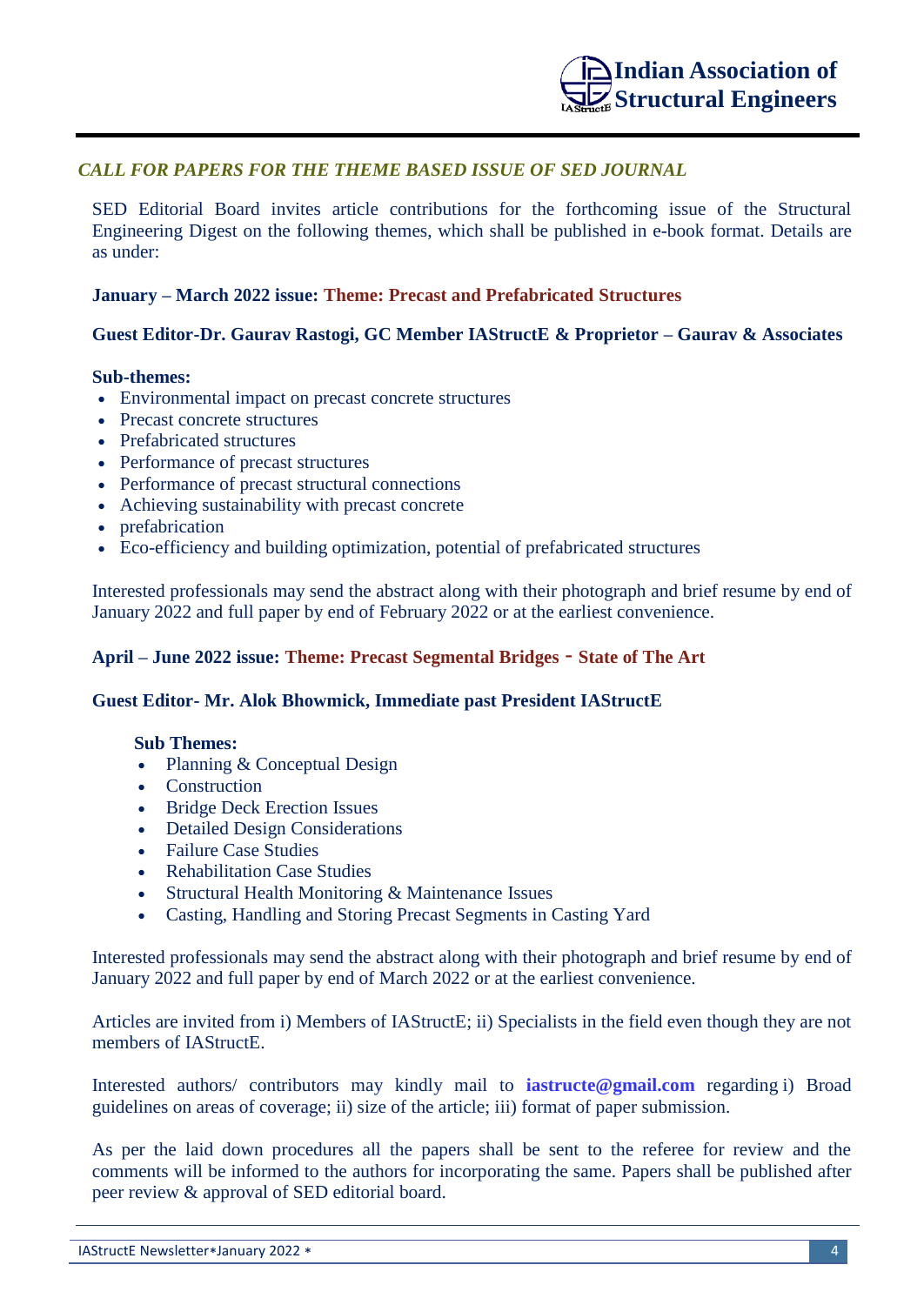## *CALL FOR PAPERS FOR THE THEME BASED ISSUE OF SED JOURNAL*

SED Editorial Board invites article contributions for the forthcoming issue of the Structural Engineering Digest on the following themes, which shall be published in e-book format. Details are as under:

**January – March 2022 issue: Theme: Precast and Prefabricated Structures**

**Guest Editor-Dr. Gaurav Rastogi, GC Member IAStructE & Proprietor – Gaurav & Associates**

**Sub-themes:**

- Environmental impact on precast concrete structures
- Precast concrete structures
- Prefabricated structures
- Performance of precast structures
- Performance of precast structural connections
- Achieving sustainability with precast concrete
- prefabrication
- Eco-efficiency and building optimization, potential of prefabricated structures

Interested professionals may send the abstract along with their photograph and brief resume by end of January 2022 and full paper by end of February 2022 or at the earliest convenience.

**April – June 2022 issue: Theme: Precast Segmental Bridges - State of The Art**

**Guest Editor- Mr. Alok Bhowmick, Immediate past President IAStructE**

**Sub Themes:**

- Planning & Conceptual Design
- Construction
- Bridge Deck Erection Issues
- Detailed Design Considerations
- Failure Case Studies
- Rehabilitation Case Studies
- Structural Health Monitoring & Maintenance Issues
- Casting, Handling and Storing Precast Segments in Casting Yard

Interested professionals may send the abstract along with their photograph and brief resume by end of January 2022 and full paper by end of March 2022 or at the earliest convenience.

Articles are invited from i) Members of IAStructE; ii) Specialists in the field even though they are not members of IAStructE.

Interested authors/ contributors may kindly mail to **iastructe@gmail.com** regarding i) Broad guidelines on areas of coverage; ii) size of the article; iii) format of paper submission.

As per the laid down procedures all the papers shall be sent to the referee for review and the comments will be informed to the authors for incorporating the same. Papers shall be published after peer review & approval of SED editorial board.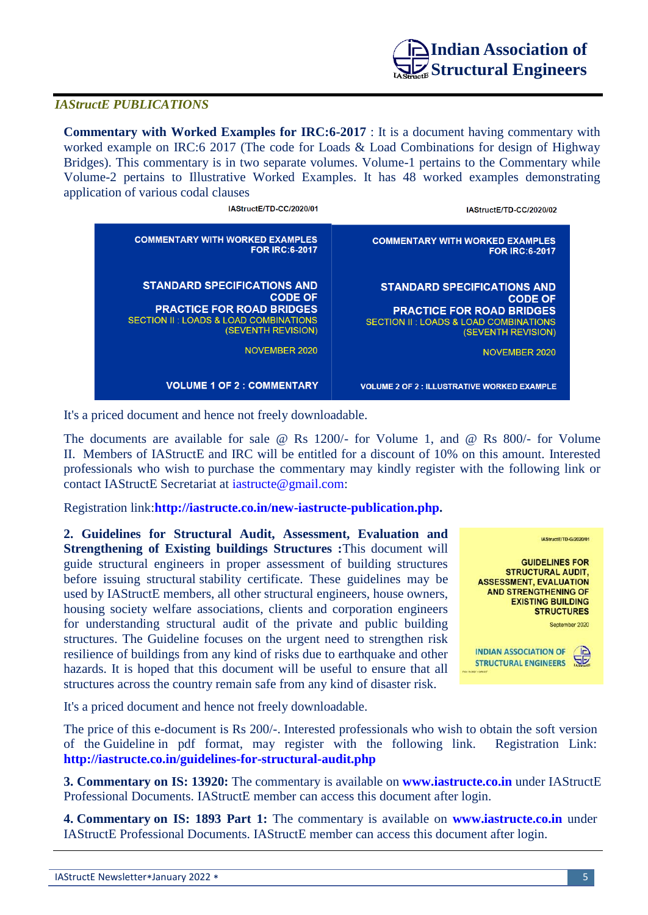## *IAStructE PUBLICATIONS*

**Commentary with Worked Examples for IRC:6-2017** : It is a document having commentary with worked example on IRC:6 2017 (The code for Loads & Load Combinations for design of Highway Bridges). This commentary is in two separate volumes. Volume-1 pertains to the Commentary while Volume-2 pertains to Illustrative Worked Examples. It has 48 worked examples demonstrating application of various codal clauses

IAStructE/TD-CC/2020/01

COMMENTARY WITH WORKED EXAMPLES FOR IRC:6-2017

STANDARD SPECIFICATIONS AND CODE OF PRACTICE FOR ROAD BRIDGES
SECTION II : LOADS & LOAD COMBINATIONS (SEVENTH REVISION)

NOVEMBER 2020

VOLUME 1 OF 2 : COMMENTARY

IAStructE/TD-CC/2020/02

COMMENTARY WITH WORKED EXAMPLES FOR IRC:6-2017

STANDARD SPECIFICATIONS AND CODE OF PRACTICE FOR ROAD BRIDGES
SECTION II : LOADS & LOAD COMBINATIONS (SEVENTH REVISION)

NOVEMBER 2020

VOLUME 2 OF 2 : ILLUSTRATIVE WORKED EXAMPLE

It's a priced document and hence not freely downloadable.

The documents are available for sale @ Rs 1200/- for Volume 1, and @ Rs 800/- for Volume II. Members of IAStructE and IRC will be entitled for a discount of 10% on this amount. Interested professionals who wish to purchase the commentary may kindly register with the following link or contact IAStructE Secretariat at iastructe@gmail.com:

Registration link:**http://iastructe.co.in/new-iastructe-publication.php.**

**2. Guidelines for Structural Audit, Assessment, Evaluation and Strengthening of Existing buildings Structures :**This document will guide structural engineers in proper assessment of building structures before issuing structural stability certificate. These guidelines may be used by IAStructE members, all other structural engineers, house owners, housing society welfare associations, clients and corporation engineers for understanding structural audit of the private and public building structures. The Guideline focuses on the urgent need to strengthen risk resilience of buildings from any kind of risks due to earthquake and other hazards. It is hoped that this document will be useful to ensure that all structures across the country remain safe from any kind of disaster risk.

IAStructE/TD-G/2020/01

GUIDELINES FOR STRUCTURAL AUDIT, ASSESSMENT, EVALUATION AND STRENGTHENING OF EXISTING BUILDING STRUCTURES

September 2020

INDIAN ASSOCIATION OF STRUCTURAL ENGINEERS

It's a priced document and hence not freely downloadable.

The price of this e-document is Rs 200/-. Interested professionals who wish to obtain the soft version of the Guideline in pdf format, may register with the following link. Registration Link: **http://iastructe.co.in/guidelines-for-structural-audit.php**

**3. Commentary on IS: 13920:** The commentary is available on **www.iastructe.co.in** under IAStructE Professional Documents. IAStructE member can access this document after login.

**4. Commentary on IS: 1893 Part 1:** The commentary is available on **www.iastructe.co.in** under IAStructE Professional Documents. IAStructE member can access this document after login.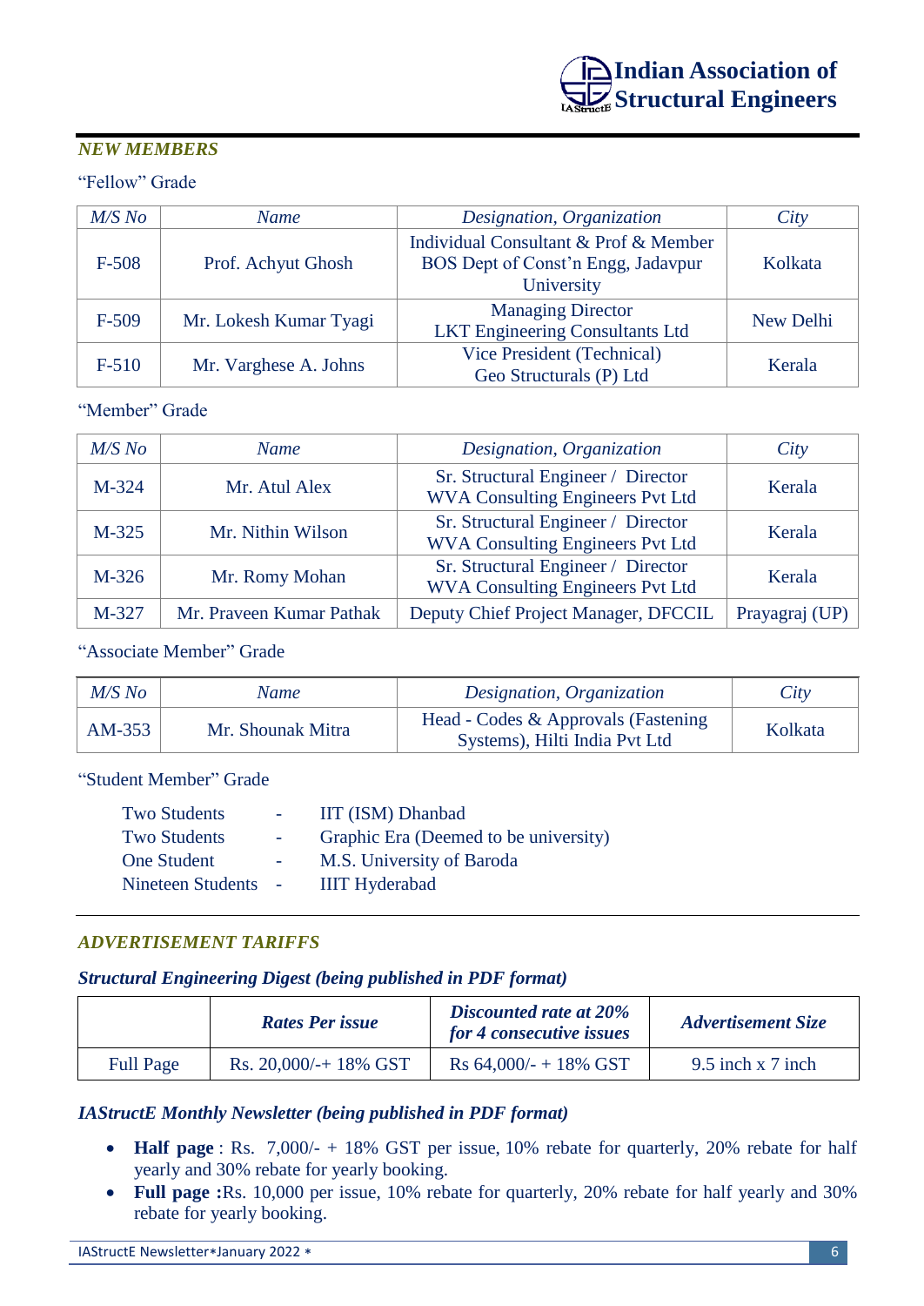## *NEW MEMBERS*

"Fellow" Grade

| *M/S No* | *Name* | *Designation, Organization* | *City* |
|---|---|---|---|
| F-508 | Prof. Achyut Ghosh | Individual Consultant & Prof & Member BOS Dept of Const'n Engg, Jadavpur University | Kolkata |
| F-509 | Mr. Lokesh Kumar Tyagi | Managing Director LKT Engineering Consultants Ltd | New Delhi |
| F-510 | Mr. Varghese A. Johns | Vice President (Technical) Geo Structurals (P) Ltd | Kerala |

"Member" Grade

| *M/S No* | *Name* | *Designation, Organization* | *City* |
|---|---|---|---|
| M-324 | Mr. Atul Alex | Sr. Structural Engineer / Director WVA Consulting Engineers Pvt Ltd | Kerala |
| M-325 | Mr. Nithin Wilson | Sr. Structural Engineer / Director WVA Consulting Engineers Pvt Ltd | Kerala |
| M-326 | Mr. Romy Mohan | Sr. Structural Engineer / Director WVA Consulting Engineers Pvt Ltd | Kerala |
| M-327 | Mr. Praveen Kumar Pathak | Deputy Chief Project Manager, DFCCIL | Prayagraj (UP) |

"Associate Member" Grade

| *M/S No* | *Name* | *Designation, Organization* | *City* |
|---|---|---|---|
| AM-353 | Mr. Shounak Mitra | Head - Codes & Approvals (Fastening Systems), Hilti India Pvt Ltd | Kolkata |

"Student Member" Grade

Two Students - IIT (ISM) Dhanbad
Two Students - Graphic Era (Deemed to be university)
One Student - M.S. University of Baroda
Nineteen Students - IIIT Hyderabad

## *ADVERTISEMENT TARIFFS*

### *Structural Engineering Digest (being published in PDF format)*

| | ***Rates Per issue*** | ***Discounted rate at 20% for 4 consecutive issues*** | ***Advertisement Size*** |
|---|---|---|---|
| Full Page | Rs. 20,000/-+ 18% GST | Rs 64,000/- + 18% GST | 9.5 inch x 7 inch |

### *IAStructE Monthly Newsletter (being published in PDF format)*

- **Half page** : Rs. 7,000/- + 18% GST per issue, 10% rebate for quarterly, 20% rebate for half yearly and 30% rebate for yearly booking.
- **Full page :**Rs. 10,000 per issue, 10% rebate for quarterly, 20% rebate for half yearly and 30% rebate for yearly booking.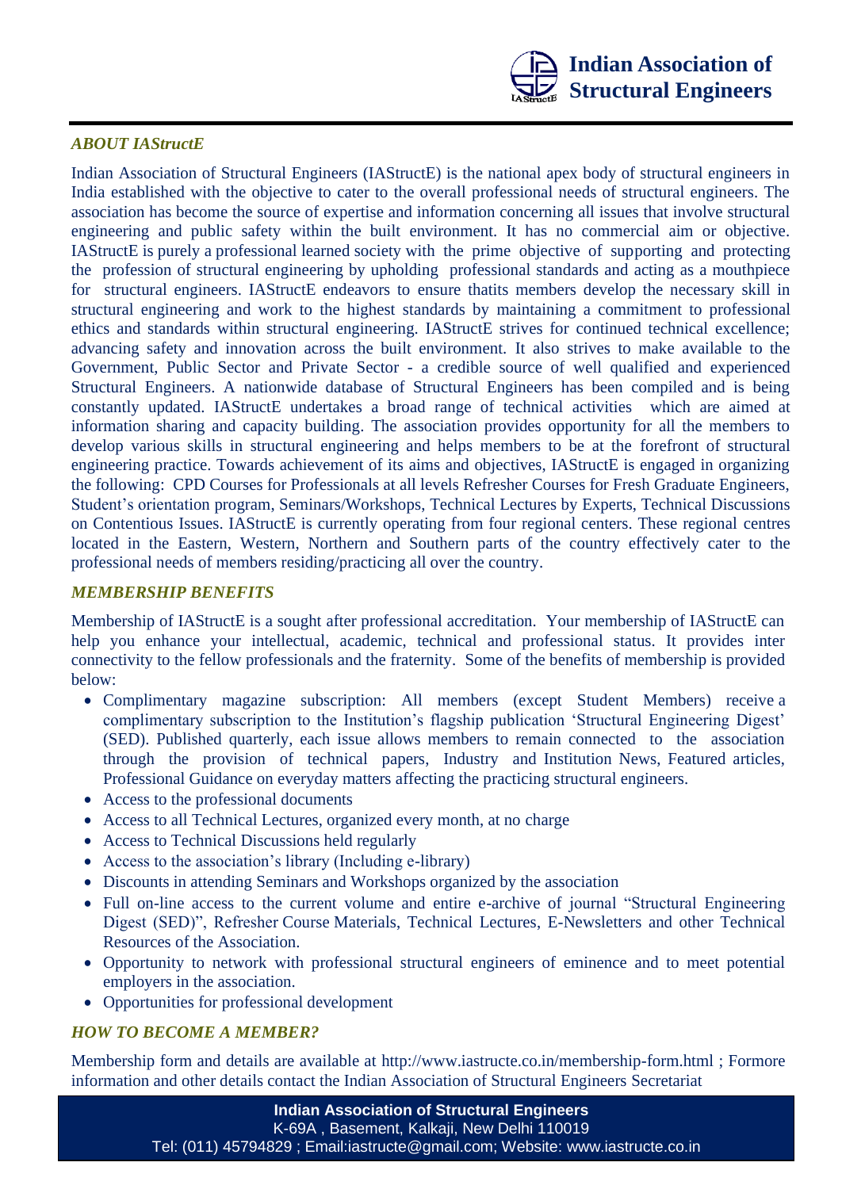# Indian Association of Structural Engineers

### *ABOUT IAStructE*

Indian Association of Structural Engineers (IAStructE) is the national apex body of structural engineers in India established with the objective to cater to the overall professional needs of structural engineers. The association has become the source of expertise and information concerning all issues that involve structural engineering and public safety within the built environment. It has no commercial aim or objective. IAStructE is purely a professional learned society with the prime objective of supporting and protecting the profession of structural engineering by upholding professional standards and acting as a mouthpiece for structural engineers. IAStructE endeavors to ensure thatits members develop the necessary skill in structural engineering and work to the highest standards by maintaining a commitment to professional ethics and standards within structural engineering. IAStructE strives for continued technical excellence; advancing safety and innovation across the built environment. It also strives to make available to the Government, Public Sector and Private Sector - a credible source of well qualified and experienced Structural Engineers. A nationwide database of Structural Engineers has been compiled and is being constantly updated. IAStructE undertakes a broad range of technical activities which are aimed at information sharing and capacity building. The association provides opportunity for all the members to develop various skills in structural engineering and helps members to be at the forefront of structural engineering practice. Towards achievement of its aims and objectives, IAStructE is engaged in organizing the following: CPD Courses for Professionals at all levels Refresher Courses for Fresh Graduate Engineers, Student's orientation program, Seminars/Workshops, Technical Lectures by Experts, Technical Discussions on Contentious Issues. IAStructE is currently operating from four regional centers. These regional centres located in the Eastern, Western, Northern and Southern parts of the country effectively cater to the professional needs of members residing/practicing all over the country.

### *MEMBERSHIP BENEFITS*

Membership of IAStructE is a sought after professional accreditation. Your membership of IAStructE can help you enhance your intellectual, academic, technical and professional status. It provides inter connectivity to the fellow professionals and the fraternity. Some of the benefits of membership is provided below:

- Complimentary magazine subscription: All members (except Student Members) receive a complimentary subscription to the Institution's flagship publication 'Structural Engineering Digest' (SED). Published quarterly, each issue allows members to remain connected to the association through the provision of technical papers, Industry and Institution News, Featured articles, Professional Guidance on everyday matters affecting the practicing structural engineers.
- Access to the professional documents
- Access to all Technical Lectures, organized every month, at no charge
- Access to Technical Discussions held regularly
- Access to the association's library (Including e-library)
- Discounts in attending Seminars and Workshops organized by the association
- Full on-line access to the current volume and entire e-archive of journal "Structural Engineering Digest (SED)", Refresher Course Materials, Technical Lectures, E-Newsletters and other Technical Resources of the Association.
- Opportunity to network with professional structural engineers of eminence and to meet potential employers in the association.
- Opportunities for professional development

### *HOW TO BECOME A MEMBER?*

Membership form and details are available at http://www.iastructe.co.in/membership-form.html ; Formore information and other details contact the Indian Association of Structural Engineers Secretariat

**Indian Association of Structural Engineers**
K-69A , Basement, Kalkaji, New Delhi 110019
Tel: (011) 45794829 ; Email:iastructe@gmail.com; Website: www.iastructe.co.in